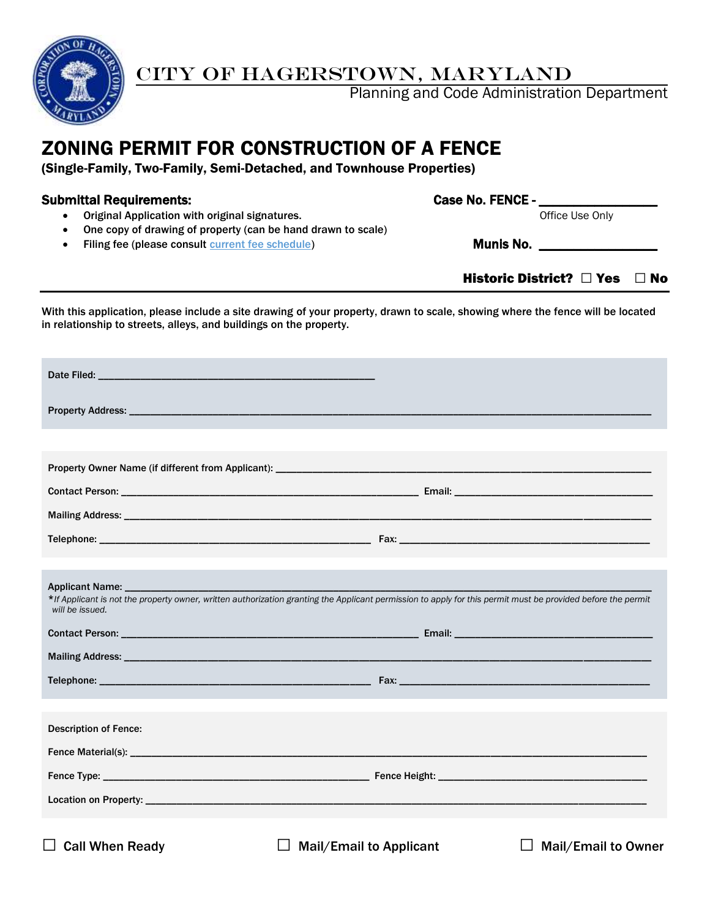CITY OF HAGERSTOWN, MARYLAND

Planning and Code Administration Department

# ZONING PERMIT FOR CONSTRUCTION OF A FENCE

**(Single-Family, Two-Family, Semi-Detached, and Townhouse Properties)**

**Submittal Requirements:**

- Original Application with original signatures.
- One copy of drawing of property (can be hand drawn to scale)
- Filing fee (please consult current fee schedule)

**Case No. FENCE -** ________________
Office Use Only

**Munis No.** ________________

**Historic District?** ☐ Yes ☐ No

With this application, please include a site drawing of your property, drawn to scale, showing where the fence will be located in relationship to streets, alleys, and buildings on the property.

Date Filed: ______________________________________________

Property Address: ______________________________________________________________________________________

Property Owner Name (if different from Applicant): ____________________________________________________________

Contact Person: ______________________________________________ Email: __________________________________

Mailing Address: _____________________________________________________________________________________

Telephone: ______________________________________________ Fax: _____________________________________________

Applicant Name: _______________________________________________________________________________________

*\*If Applicant is not the property owner, written authorization granting the Applicant permission to apply for this permit must be provided before the permit will be issued.*

Contact Person: ______________________________________________ Email: __________________________________

Mailing Address: _____________________________________________________________________________________

Telephone: ______________________________________________ Fax: _____________________________________________

Description of Fence:

Fence Material(s): ______________________________________________________________________________________

Fence Type: ______________________________________________ Fence Height: _____________________________________

Location on Property: ___________________________________________________________________________________

☐ Call When Ready ☐ Mail/Email to Applicant ☐ Mail/Email to Owner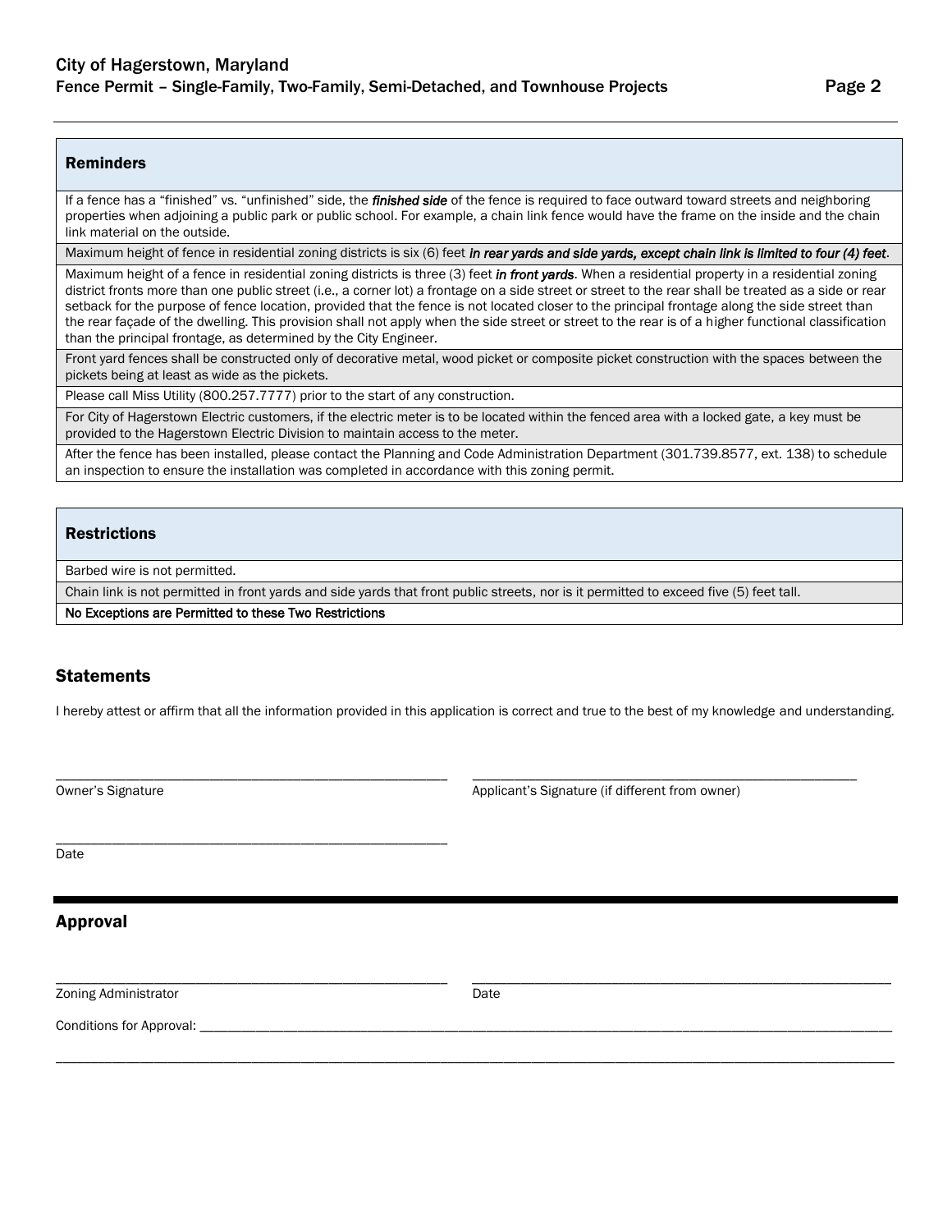## Reminders

If a fence has a "finished" vs. "unfinished" side, the ***finished side*** of the fence is required to face outward toward streets and neighboring properties when adjoining a public park or public school. For example, a chain link fence would have the frame on the inside and the chain link material on the outside.

Maximum height of fence in residential zoning districts is six (6) feet ***in rear yards and side yards, except chain link is limited to four (4) feet***.

Maximum height of a fence in residential zoning districts is three (3) feet ***in front yards***. When a residential property in a residential zoning district fronts more than one public street (i.e., a corner lot) a frontage on a side street or street to the rear shall be treated as a side or rear setback for the purpose of fence location, provided that the fence is not located closer to the principal frontage along the side street than the rear façade of the dwelling. This provision shall not apply when the side street or street to the rear is of a higher functional classification than the principal frontage, as determined by the City Engineer.

Front yard fences shall be constructed only of decorative metal, wood picket or composite picket construction with the spaces between the pickets being at least as wide as the pickets.

Please call Miss Utility (800.257.7777) prior to the start of any construction.

For City of Hagerstown Electric customers, if the electric meter is to be located within the fenced area with a locked gate, a key must be provided to the Hagerstown Electric Division to maintain access to the meter.

After the fence has been installed, please contact the Planning and Code Administration Department (301.739.8577, ext. 138) to schedule an inspection to ensure the installation was completed in accordance with this zoning permit.

## Restrictions

Barbed wire is not permitted.

Chain link is not permitted in front yards and side yards that front public streets, nor is it permitted to exceed five (5) feet tall.

**No Exceptions are Permitted to these Two Restrictions**

## Statements

I hereby attest or affirm that all the information provided in this application is correct and true to the best of my knowledge and understanding.

_______________________________ Owner's Signature

_______________________________ Applicant's Signature (if different from owner)

_______________________________ Date

## Approval

_______________________________ Zoning Administrator

_______________________________ Date

Conditions for Approval: _______________________________________________

_______________________________________________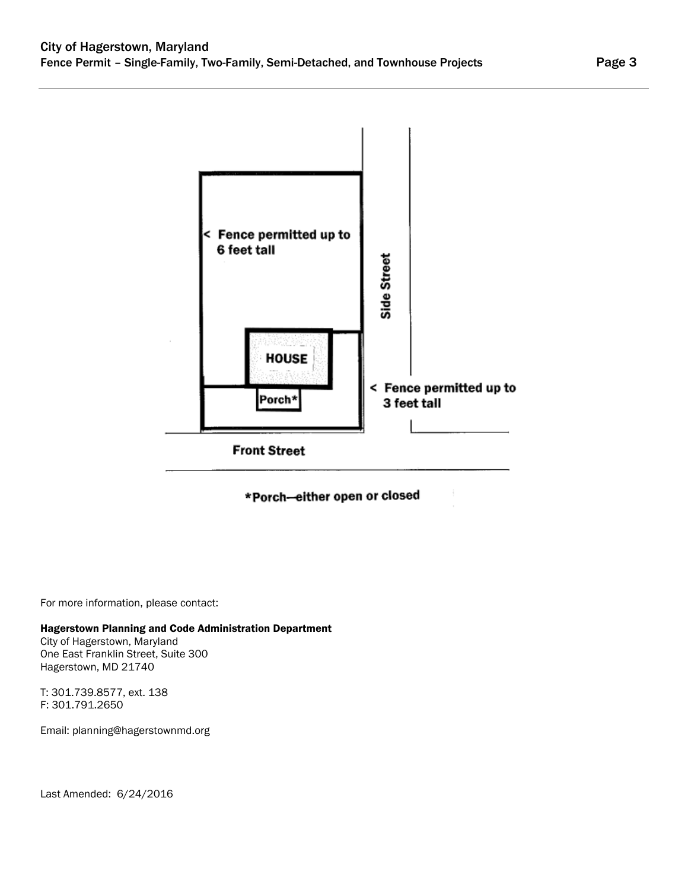< Fence permitted up to 6 feet tall

Side Street

HOUSE

Porch*

< Fence permitted up to 3 feet tall

Front Street

*Porch—either open or closed

For more information, please contact:

**Hagerstown Planning and Code Administration Department**
City of Hagerstown, Maryland
One East Franklin Street, Suite 300
Hagerstown, MD 21740

T: 301.739.8577, ext. 138
F: 301.791.2650

Email: planning@hagerstownmd.org

Last Amended: 6/24/2016